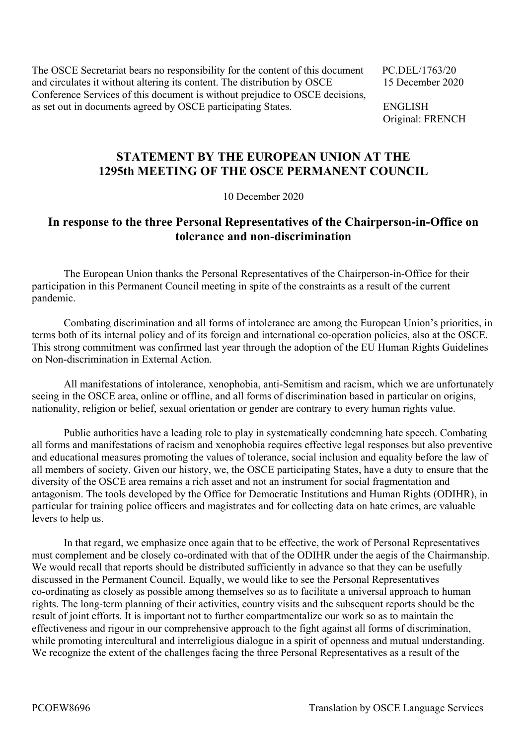The OSCE Secretariat bears no responsibility for the content of this document and circulates it without altering its content. The distribution by OSCE Conference Services of this document is without prejudice to OSCE decisions, as set out in documents agreed by OSCE participating States.

PC.DEL/1763/20
15 December 2020

ENGLISH
Original: FRENCH

## STATEMENT BY THE EUROPEAN UNION AT THE 1295th MEETING OF THE OSCE PERMANENT COUNCIL

10 December 2020

## In response to the three Personal Representatives of the Chairperson-in-Office on tolerance and non-discrimination

The European Union thanks the Personal Representatives of the Chairperson-in-Office for their participation in this Permanent Council meeting in spite of the constraints as a result of the current pandemic.

Combating discrimination and all forms of intolerance are among the European Union's priorities, in terms both of its internal policy and of its foreign and international co-operation policies, also at the OSCE. This strong commitment was confirmed last year through the adoption of the EU Human Rights Guidelines on Non-discrimination in External Action.

All manifestations of intolerance, xenophobia, anti-Semitism and racism, which we are unfortunately seeing in the OSCE area, online or offline, and all forms of discrimination based in particular on origins, nationality, religion or belief, sexual orientation or gender are contrary to every human rights value.

Public authorities have a leading role to play in systematically condemning hate speech. Combating all forms and manifestations of racism and xenophobia requires effective legal responses but also preventive and educational measures promoting the values of tolerance, social inclusion and equality before the law of all members of society. Given our history, we, the OSCE participating States, have a duty to ensure that the diversity of the OSCE area remains a rich asset and not an instrument for social fragmentation and antagonism. The tools developed by the Office for Democratic Institutions and Human Rights (ODIHR), in particular for training police officers and magistrates and for collecting data on hate crimes, are valuable levers to help us.

In that regard, we emphasize once again that to be effective, the work of Personal Representatives must complement and be closely co-ordinated with that of the ODIHR under the aegis of the Chairmanship. We would recall that reports should be distributed sufficiently in advance so that they can be usefully discussed in the Permanent Council. Equally, we would like to see the Personal Representatives co-ordinating as closely as possible among themselves so as to facilitate a universal approach to human rights. The long-term planning of their activities, country visits and the subsequent reports should be the result of joint efforts. It is important not to further compartmentalize our work so as to maintain the effectiveness and rigour in our comprehensive approach to the fight against all forms of discrimination, while promoting intercultural and interreligious dialogue in a spirit of openness and mutual understanding. We recognize the extent of the challenges facing the three Personal Representatives as a result of the

PCOEW8696 Translation by OSCE Language Services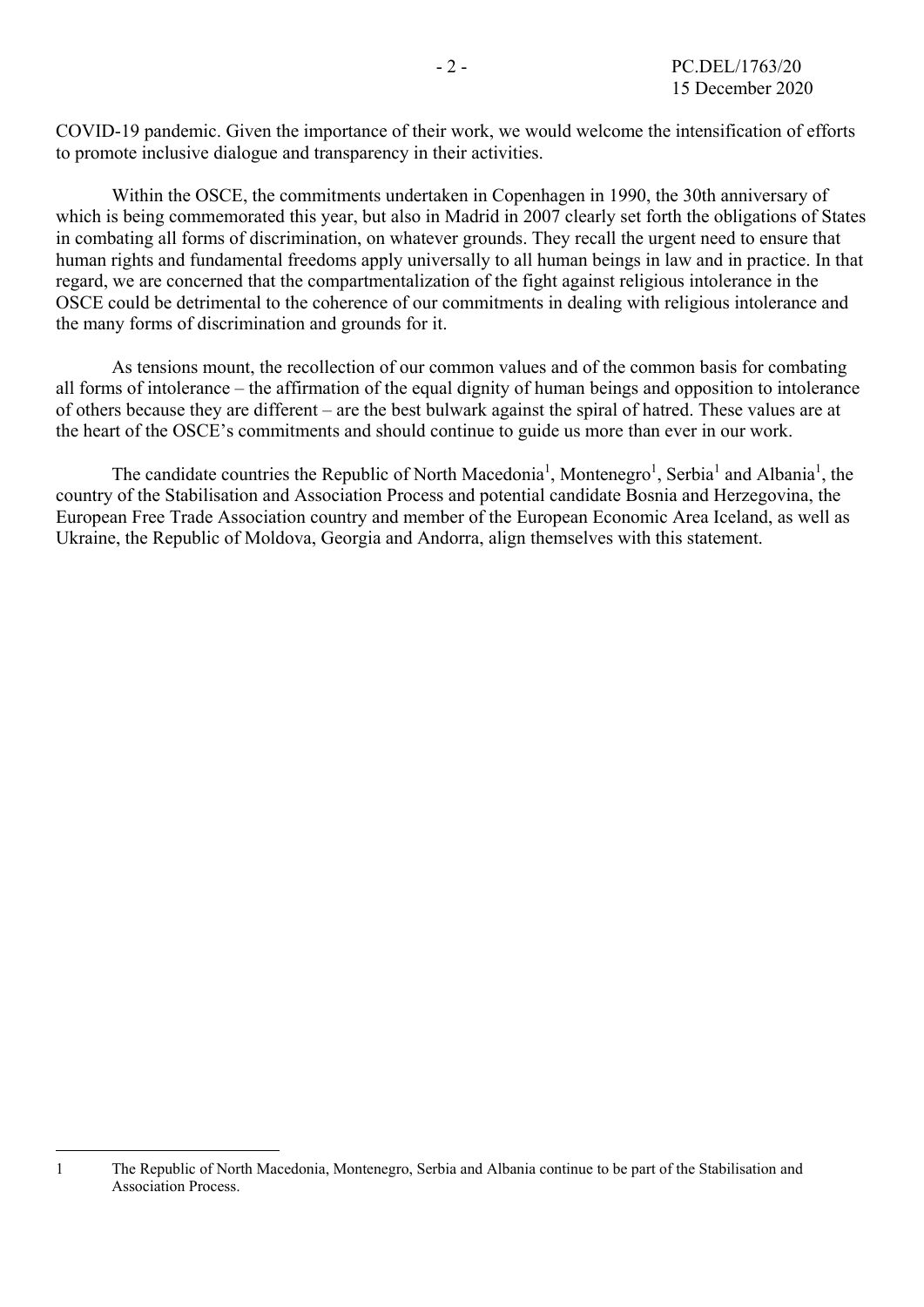COVID-19 pandemic. Given the importance of their work, we would welcome the intensification of efforts to promote inclusive dialogue and transparency in their activities.

Within the OSCE, the commitments undertaken in Copenhagen in 1990, the 30th anniversary of which is being commemorated this year, but also in Madrid in 2007 clearly set forth the obligations of States in combating all forms of discrimination, on whatever grounds. They recall the urgent need to ensure that human rights and fundamental freedoms apply universally to all human beings in law and in practice. In that regard, we are concerned that the compartmentalization of the fight against religious intolerance in the OSCE could be detrimental to the coherence of our commitments in dealing with religious intolerance and the many forms of discrimination and grounds for it.

As tensions mount, the recollection of our common values and of the common basis for combating all forms of intolerance – the affirmation of the equal dignity of human beings and opposition to intolerance of others because they are different – are the best bulwark against the spiral of hatred. These values are at the heart of the OSCE's commitments and should continue to guide us more than ever in our work.

The candidate countries the Republic of North Macedonia[1], Montenegro[1], Serbia[1] and Albania[1], the country of the Stabilisation and Association Process and potential candidate Bosnia and Herzegovina, the European Free Trade Association country and member of the European Economic Area Iceland, as well as Ukraine, the Republic of Moldova, Georgia and Andorra, align themselves with this statement.

---

1 The Republic of North Macedonia, Montenegro, Serbia and Albania continue to be part of the Stabilisation and Association Process.